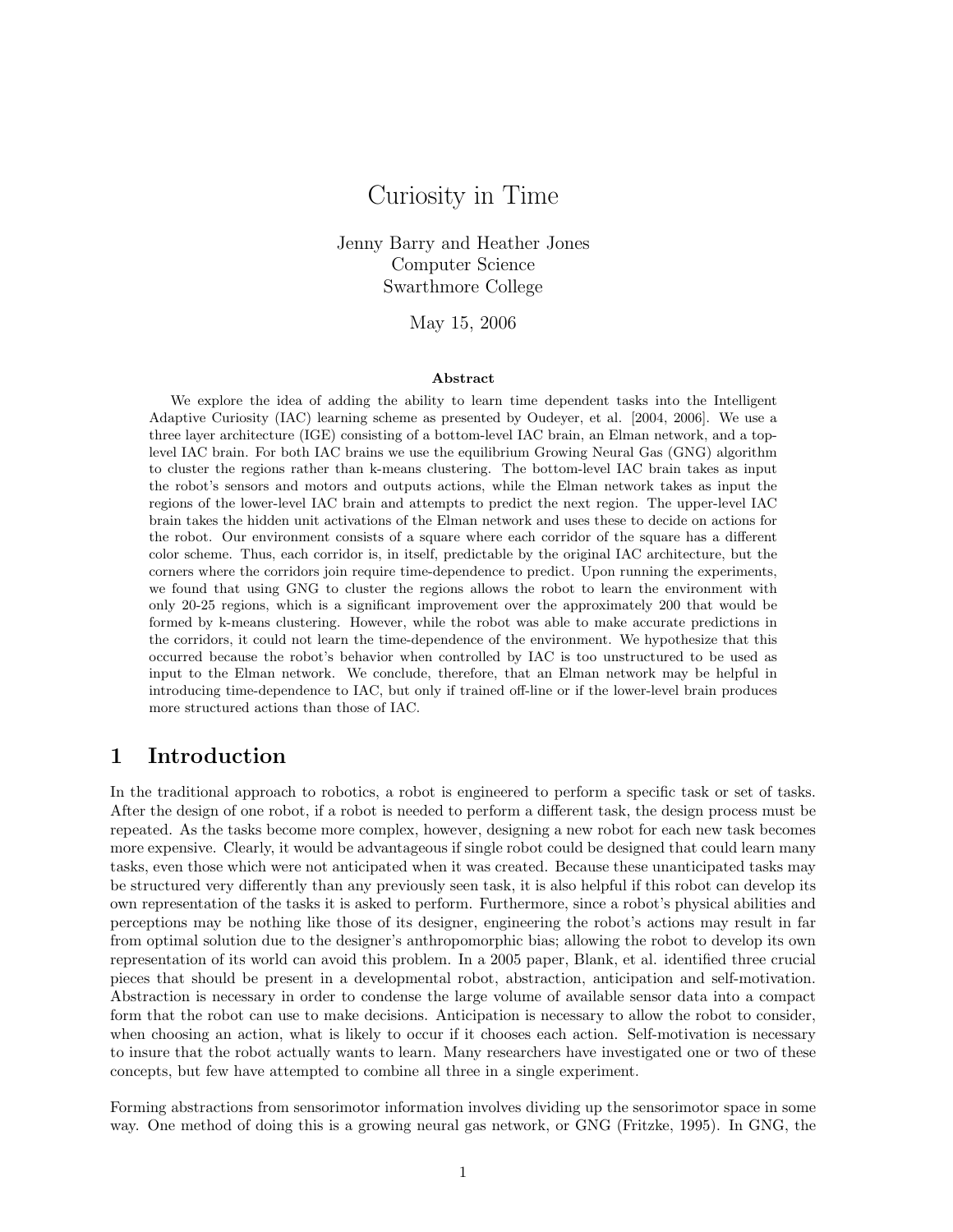# Curiosity in Time

Jenny Barry and Heather Jones
Computer Science
Swarthmore College

May 15, 2006

**Abstract**

We explore the idea of adding the ability to learn time dependent tasks into the Intelligent Adaptive Curiosity (IAC) learning scheme as presented by Oudeyer, et al. [2004, 2006]. We use a three layer architecture (IGE) consisting of a bottom-level IAC brain, an Elman network, and a top-level IAC brain. For both IAC brains we use the equilibrium Growing Neural Gas (GNG) algorithm to cluster the regions rather than k-means clustering. The bottom-level IAC brain takes as input the robot's sensors and motors and outputs actions, while the Elman network takes as input the regions of the lower-level IAC brain and attempts to predict the next region. The upper-level IAC brain takes the hidden unit activations of the Elman network and uses these to decide on actions for the robot. Our environment consists of a square where each corridor of the square has a different color scheme. Thus, each corridor is, in itself, predictable by the original IAC architecture, but the corners where the corridors join require time-dependence to predict. Upon running the experiments, we found that using GNG to cluster the regions allows the robot to learn the environment with only 20-25 regions, which is a significant improvement over the approximately 200 that would be formed by k-means clustering. However, while the robot was able to make accurate predictions in the corridors, it could not learn the time-dependence of the environment. We hypothesize that this occurred because the robot's behavior when controlled by IAC is too unstructured to be used as input to the Elman network. We conclude, therefore, that an Elman network may be helpful in introducing time-dependence to IAC, but only if trained off-line or if the lower-level brain produces more structured actions than those of IAC.

## 1 Introduction

In the traditional approach to robotics, a robot is engineered to perform a specific task or set of tasks. After the design of one robot, if a robot is needed to perform a different task, the design process must be repeated. As the tasks become more complex, however, designing a new robot for each new task becomes more expensive. Clearly, it would be advantageous if single robot could be designed that could learn many tasks, even those which were not anticipated when it was created. Because these unanticipated tasks may be structured very differently than any previously seen task, it is also helpful if this robot can develop its own representation of the tasks it is asked to perform. Furthermore, since a robot's physical abilities and perceptions may be nothing like those of its designer, engineering the robot's actions may result in far from optimal solution due to the designer's anthropomorphic bias; allowing the robot to develop its own representation of its world can avoid this problem. In a 2005 paper, Blank, et al. identified three crucial pieces that should be present in a developmental robot, abstraction, anticipation and self-motivation. Abstraction is necessary in order to condense the large volume of available sensor data into a compact form that the robot can use to make decisions. Anticipation is necessary to allow the robot to consider, when choosing an action, what is likely to occur if it chooses each action. Self-motivation is necessary to insure that the robot actually wants to learn. Many researchers have investigated one or two of these concepts, but few have attempted to combine all three in a single experiment.

Forming abstractions from sensorimotor information involves dividing up the sensorimotor space in some way. One method of doing this is a growing neural gas network, or GNG (Fritzke, 1995). In GNG, the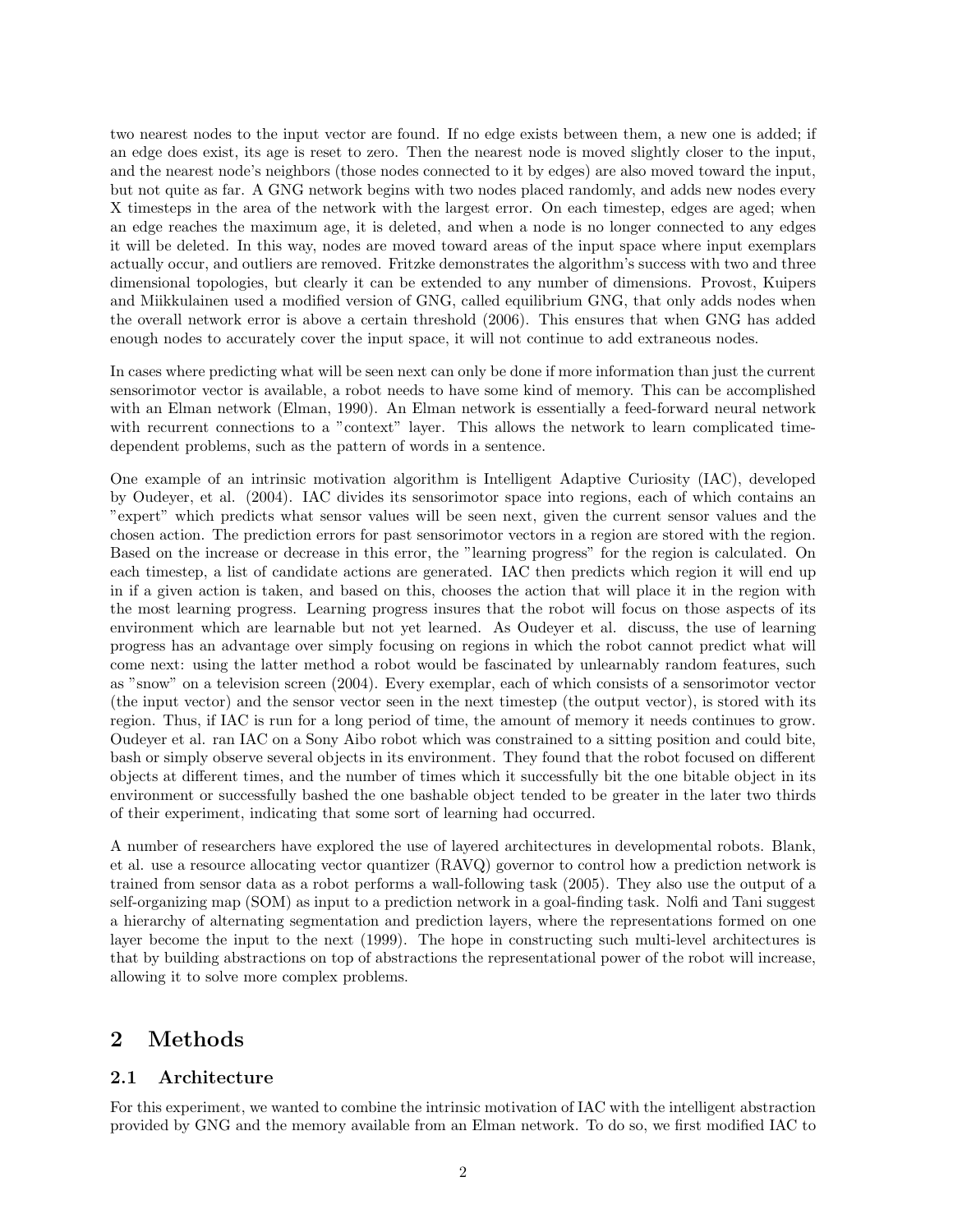two nearest nodes to the input vector are found. If no edge exists between them, a new one is added; if an edge does exist, its age is reset to zero. Then the nearest node is moved slightly closer to the input, and the nearest node's neighbors (those nodes connected to it by edges) are also moved toward the input, but not quite as far. A GNG network begins with two nodes placed randomly, and adds new nodes every X timesteps in the area of the network with the largest error. On each timestep, edges are aged; when an edge reaches the maximum age, it is deleted, and when a node is no longer connected to any edges it will be deleted. In this way, nodes are moved toward areas of the input space where input exemplars actually occur, and outliers are removed. Fritzke demonstrates the algorithm's success with two and three dimensional topologies, but clearly it can be extended to any number of dimensions. Provost, Kuipers and Miikkulainen used a modified version of GNG, called equilibrium GNG, that only adds nodes when the overall network error is above a certain threshold (2006). This ensures that when GNG has added enough nodes to accurately cover the input space, it will not continue to add extraneous nodes.

In cases where predicting what will be seen next can only be done if more information than just the current sensorimotor vector is available, a robot needs to have some kind of memory. This can be accomplished with an Elman network (Elman, 1990). An Elman network is essentially a feed-forward neural network with recurrent connections to a "context" layer. This allows the network to learn complicated time-dependent problems, such as the pattern of words in a sentence.

One example of an intrinsic motivation algorithm is Intelligent Adaptive Curiosity (IAC), developed by Oudeyer, et al. (2004). IAC divides its sensorimotor space into regions, each of which contains an "expert" which predicts what sensor values will be seen next, given the current sensor values and the chosen action. The prediction errors for past sensorimotor vectors in a region are stored with the region. Based on the increase or decrease in this error, the "learning progress" for the region is calculated. On each timestep, a list of candidate actions are generated. IAC then predicts which region it will end up in if a given action is taken, and based on this, chooses the action that will place it in the region with the most learning progress. Learning progress insures that the robot will focus on those aspects of its environment which are learnable but not yet learned. As Oudeyer et al. discuss, the use of learning progress has an advantage over simply focusing on regions in which the robot cannot predict what will come next: using the latter method a robot would be fascinated by unlearnably random features, such as "snow" on a television screen (2004). Every exemplar, each of which consists of a sensorimotor vector (the input vector) and the sensor vector seen in the next timestep (the output vector), is stored with its region. Thus, if IAC is run for a long period of time, the amount of memory it needs continues to grow. Oudeyer et al. ran IAC on a Sony Aibo robot which was constrained to a sitting position and could bite, bash or simply observe several objects in its environment. They found that the robot focused on different objects at different times, and the number of times which it successfully bit the one bitable object in its environment or successfully bashed the one bashable object tended to be greater in the later two thirds of their experiment, indicating that some sort of learning had occurred.

A number of researchers have explored the use of layered architectures in developmental robots. Blank, et al. use a resource allocating vector quantizer (RAVQ) governor to control how a prediction network is trained from sensor data as a robot performs a wall-following task (2005). They also use the output of a self-organizing map (SOM) as input to a prediction network in a goal-finding task. Nolfi and Tani suggest a hierarchy of alternating segmentation and prediction layers, where the representations formed on one layer become the input to the next (1999). The hope in constructing such multi-level architectures is that by building abstractions on top of abstractions the representational power of the robot will increase, allowing it to solve more complex problems.

## 2 Methods

### 2.1 Architecture

For this experiment, we wanted to combine the intrinsic motivation of IAC with the intelligent abstraction provided by GNG and the memory available from an Elman network. To do so, we first modified IAC to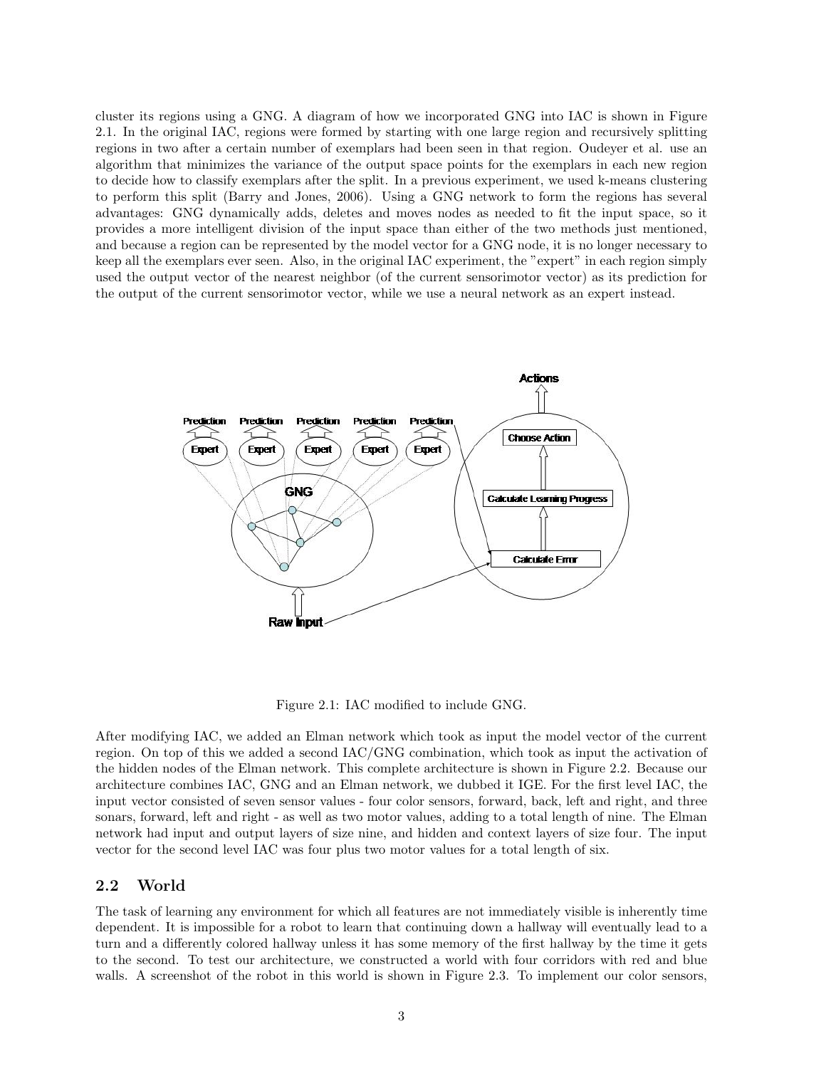cluster its regions using a GNG. A diagram of how we incorporated GNG into IAC is shown in Figure 2.1. In the original IAC, regions were formed by starting with one large region and recursively splitting regions in two after a certain number of exemplars had been seen in that region. Oudeyer et al. use an algorithm that minimizes the variance of the output space points for the exemplars in each new region to decide how to classify exemplars after the split. In a previous experiment, we used k-means clustering to perform this split (Barry and Jones, 2006). Using a GNG network to form the regions has several advantages: GNG dynamically adds, deletes and moves nodes as needed to fit the input space, so it provides a more intelligent division of the input space than either of the two methods just mentioned, and because a region can be represented by the model vector for a GNG node, it is no longer necessary to keep all the exemplars ever seen. Also, in the original IAC experiment, the "expert" in each region simply used the output vector of the nearest neighbor (of the current sensorimotor vector) as its prediction for the output of the current sensorimotor vector, while we use a neural network as an expert instead.

Figure 2.1: IAC modified to include GNG.

After modifying IAC, we added an Elman network which took as input the model vector of the current region. On top of this we added a second IAC/GNG combination, which took as input the activation of the hidden nodes of the Elman network. This complete architecture is shown in Figure 2.2. Because our architecture combines IAC, GNG and an Elman network, we dubbed it IGE. For the first level IAC, the input vector consisted of seven sensor values - four color sensors, forward, back, left and right, and three sonars, forward, left and right - as well as two motor values, adding to a total length of nine. The Elman network had input and output layers of size nine, and hidden and context layers of size four. The input vector for the second level IAC was four plus two motor values for a total length of six.

## 2.2 World

The task of learning any environment for which all features are not immediately visible is inherently time dependent. It is impossible for a robot to learn that continuing down a hallway will eventually lead to a turn and a differently colored hallway unless it has some memory of the first hallway by the time it gets to the second. To test our architecture, we constructed a world with four corridors with red and blue walls. A screenshot of the robot in this world is shown in Figure 2.3. To implement our color sensors,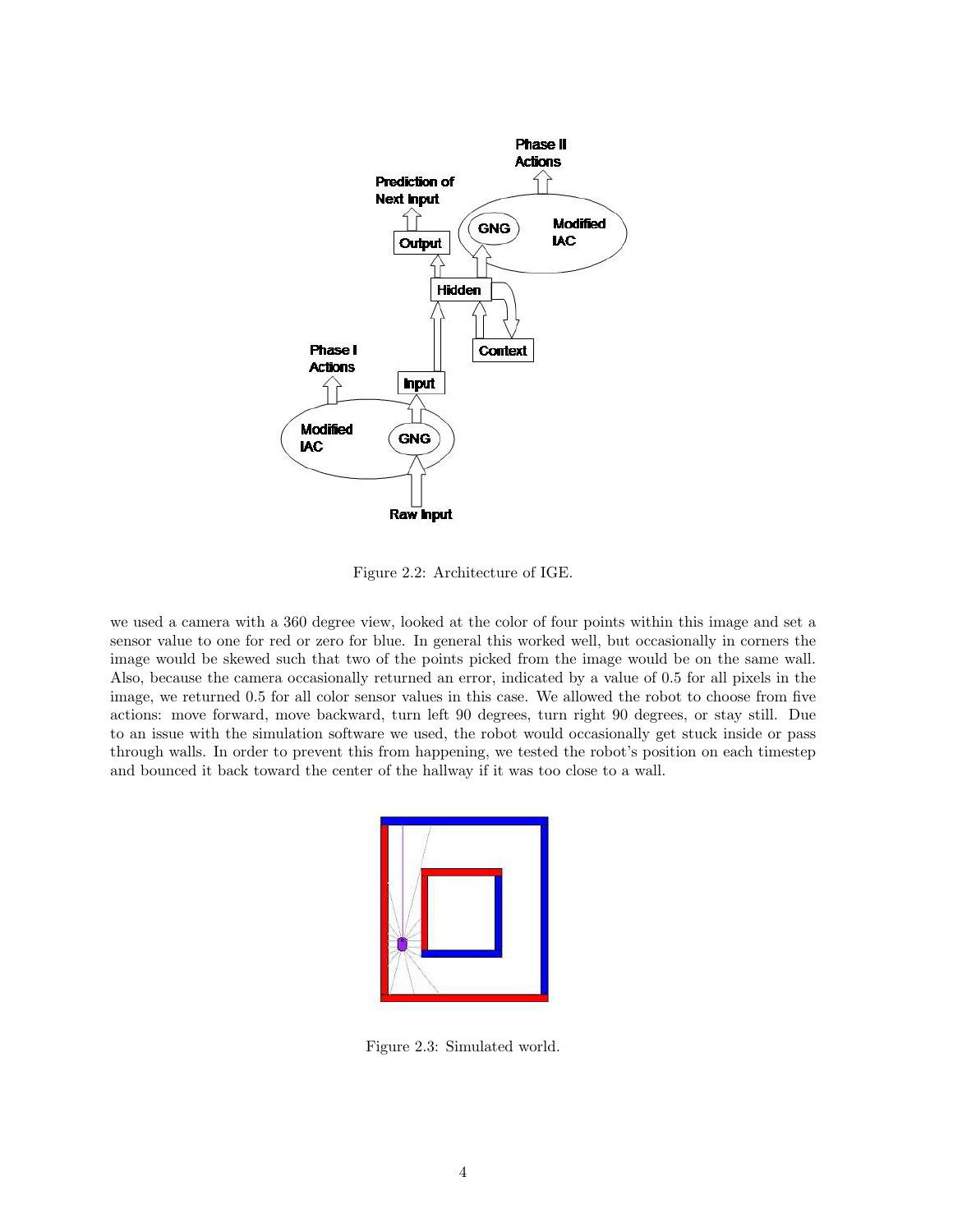Figure 2.2: Architecture of IGE.

we used a camera with a 360 degree view, looked at the color of four points within this image and set a sensor value to one for red or zero for blue. In general this worked well, but occasionally in corners the image would be skewed such that two of the points picked from the image would be on the same wall. Also, because the camera occasionally returned an error, indicated by a value of 0.5 for all pixels in the image, we returned 0.5 for all color sensor values in this case. We allowed the robot to choose from five actions: move forward, move backward, turn left 90 degrees, turn right 90 degrees, or stay still. Due to an issue with the simulation software we used, the robot would occasionally get stuck inside or pass through walls. In order to prevent this from happening, we tested the robot's position on each timestep and bounced it back toward the center of the hallway if it was too close to a wall.

Figure 2.3: Simulated world.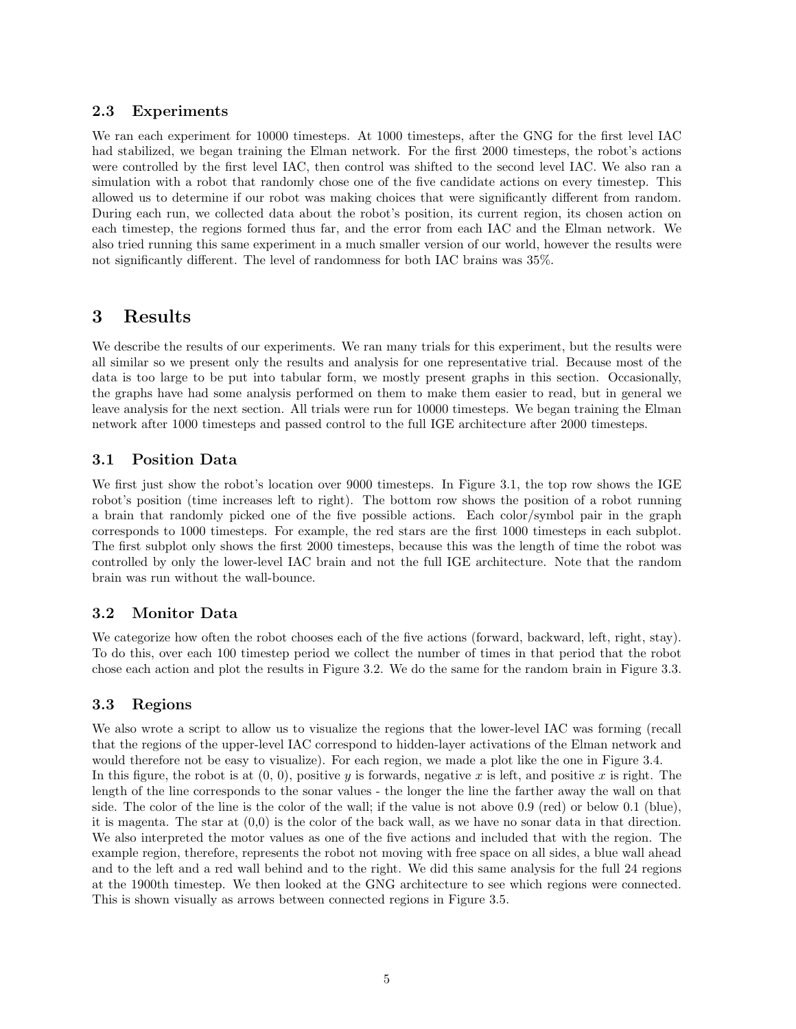### 2.3 Experiments

We ran each experiment for 10000 timesteps. At 1000 timesteps, after the GNG for the first level IAC had stabilized, we began training the Elman network. For the first 2000 timesteps, the robot's actions were controlled by the first level IAC, then control was shifted to the second level IAC. We also ran a simulation with a robot that randomly chose one of the five candidate actions on every timestep. This allowed us to determine if our robot was making choices that were significantly different from random. During each run, we collected data about the robot's position, its current region, its chosen action on each timestep, the regions formed thus far, and the error from each IAC and the Elman network. We also tried running this same experiment in a much smaller version of our world, however the results were not significantly different. The level of randomness for both IAC brains was 35%.

# 3 Results

We describe the results of our experiments. We ran many trials for this experiment, but the results were all similar so we present only the results and analysis for one representative trial. Because most of the data is too large to be put into tabular form, we mostly present graphs in this section. Occasionally, the graphs have had some analysis performed on them to make them easier to read, but in general we leave analysis for the next section. All trials were run for 10000 timesteps. We began training the Elman network after 1000 timesteps and passed control to the full IGE architecture after 2000 timesteps.

### 3.1 Position Data

We first just show the robot's location over 9000 timesteps. In Figure 3.1, the top row shows the IGE robot's position (time increases left to right). The bottom row shows the position of a robot running a brain that randomly picked one of the five possible actions. Each color/symbol pair in the graph corresponds to 1000 timesteps. For example, the red stars are the first 1000 timesteps in each subplot. The first subplot only shows the first 2000 timesteps, because this was the length of time the robot was controlled by only the lower-level IAC brain and not the full IGE architecture. Note that the random brain was run without the wall-bounce.

### 3.2 Monitor Data

We categorize how often the robot chooses each of the five actions (forward, backward, left, right, stay). To do this, over each 100 timestep period we collect the number of times in that period that the robot chose each action and plot the results in Figure 3.2. We do the same for the random brain in Figure 3.3.

### 3.3 Regions

We also wrote a script to allow us to visualize the regions that the lower-level IAC was forming (recall that the regions of the upper-level IAC correspond to hidden-layer activations of the Elman network and would therefore not be easy to visualize). For each region, we made a plot like the one in Figure 3.4.
In this figure, the robot is at (0, 0), positive $y$ is forwards, negative $x$ is left, and positive $x$ is right. The length of the line corresponds to the sonar values - the longer the line the farther away the wall on that side. The color of the line is the color of the wall; if the value is not above 0.9 (red) or below 0.1 (blue), it is magenta. The star at (0,0) is the color of the back wall, as we have no sonar data in that direction. We also interpreted the motor values as one of the five actions and included that with the region. The example region, therefore, represents the robot not moving with free space on all sides, a blue wall ahead and to the left and a red wall behind and to the right. We did this same analysis for the full 24 regions at the 1900th timestep. We then looked at the GNG architecture to see which regions were connected. This is shown visually as arrows between connected regions in Figure 3.5.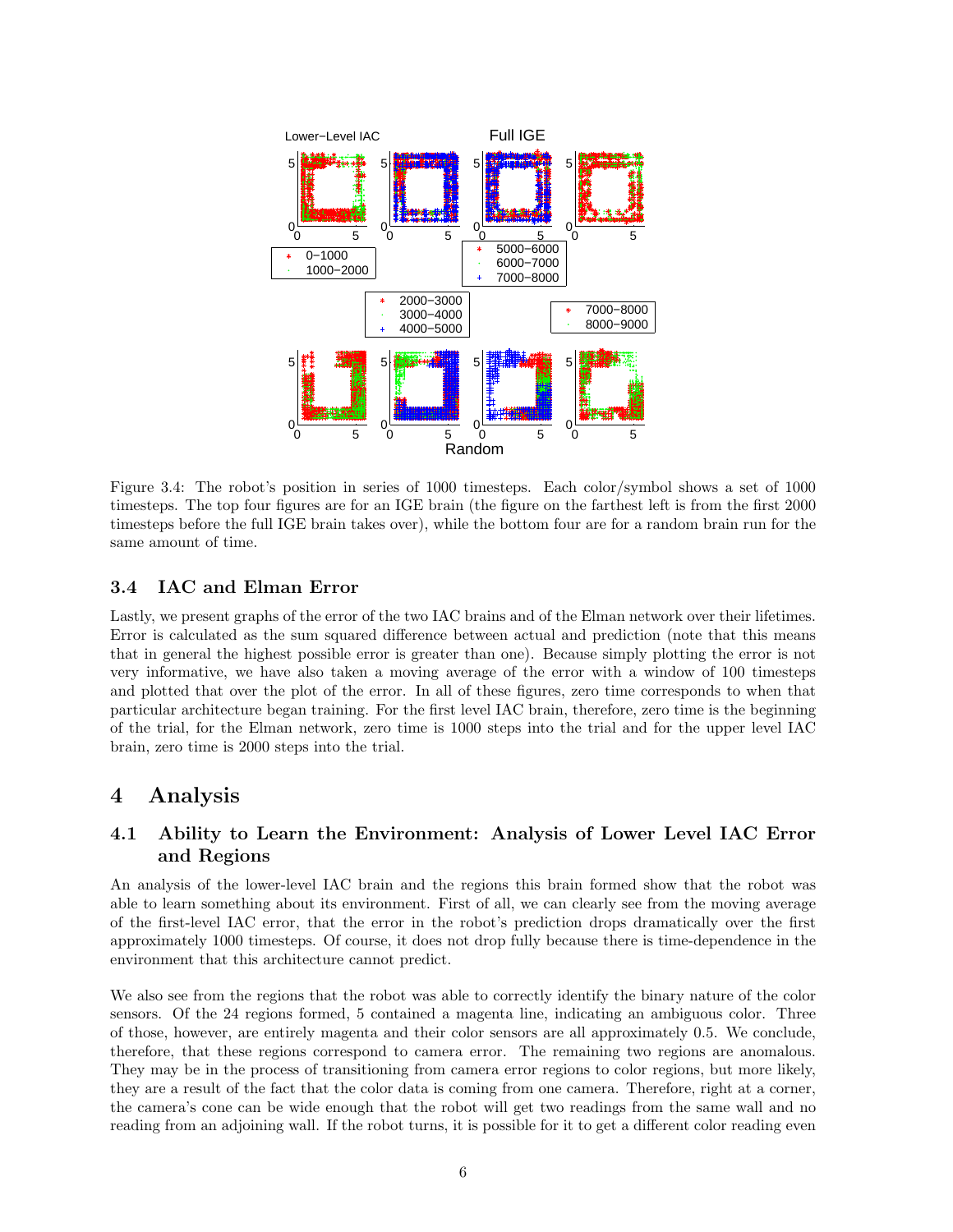Figure 3.4: The robot's position in series of 1000 timesteps. Each color/symbol shows a set of 1000 timesteps. The top four figures are for an IGE brain (the figure on the farthest left is from the first 2000 timesteps before the full IGE brain takes over), while the bottom four are for a random brain run for the same amount of time.

### 3.4 IAC and Elman Error

Lastly, we present graphs of the error of the two IAC brains and of the Elman network over their lifetimes. Error is calculated as the sum squared difference between actual and prediction (note that this means that in general the highest possible error is greater than one). Because simply plotting the error is not very informative, we have also taken a moving average of the error with a window of 100 timesteps and plotted that over the plot of the error. In all of these figures, zero time corresponds to when that particular architecture began training. For the first level IAC brain, therefore, zero time is the beginning of the trial, for the Elman network, zero time is 1000 steps into the trial and for the upper level IAC brain, zero time is 2000 steps into the trial.

## 4 Analysis

### 4.1 Ability to Learn the Environment: Analysis of Lower Level IAC Error and Regions

An analysis of the lower-level IAC brain and the regions this brain formed show that the robot was able to learn something about its environment. First of all, we can clearly see from the moving average of the first-level IAC error, that the error in the robot's prediction drops dramatically over the first approximately 1000 timesteps. Of course, it does not drop fully because there is time-dependence in the environment that this architecture cannot predict.

We also see from the regions that the robot was able to correctly identify the binary nature of the color sensors. Of the 24 regions formed, 5 contained a magenta line, indicating an ambiguous color. Three of those, however, are entirely magenta and their color sensors are all approximately 0.5. We conclude, therefore, that these regions correspond to camera error. The remaining two regions are anomalous. They may be in the process of transitioning from camera error regions to color regions, but more likely, they are a result of the fact that the color data is coming from one camera. Therefore, right at a corner, the camera's cone can be wide enough that the robot will get two readings from the same wall and no reading from an adjoining wall. If the robot turns, it is possible for it to get a different color reading even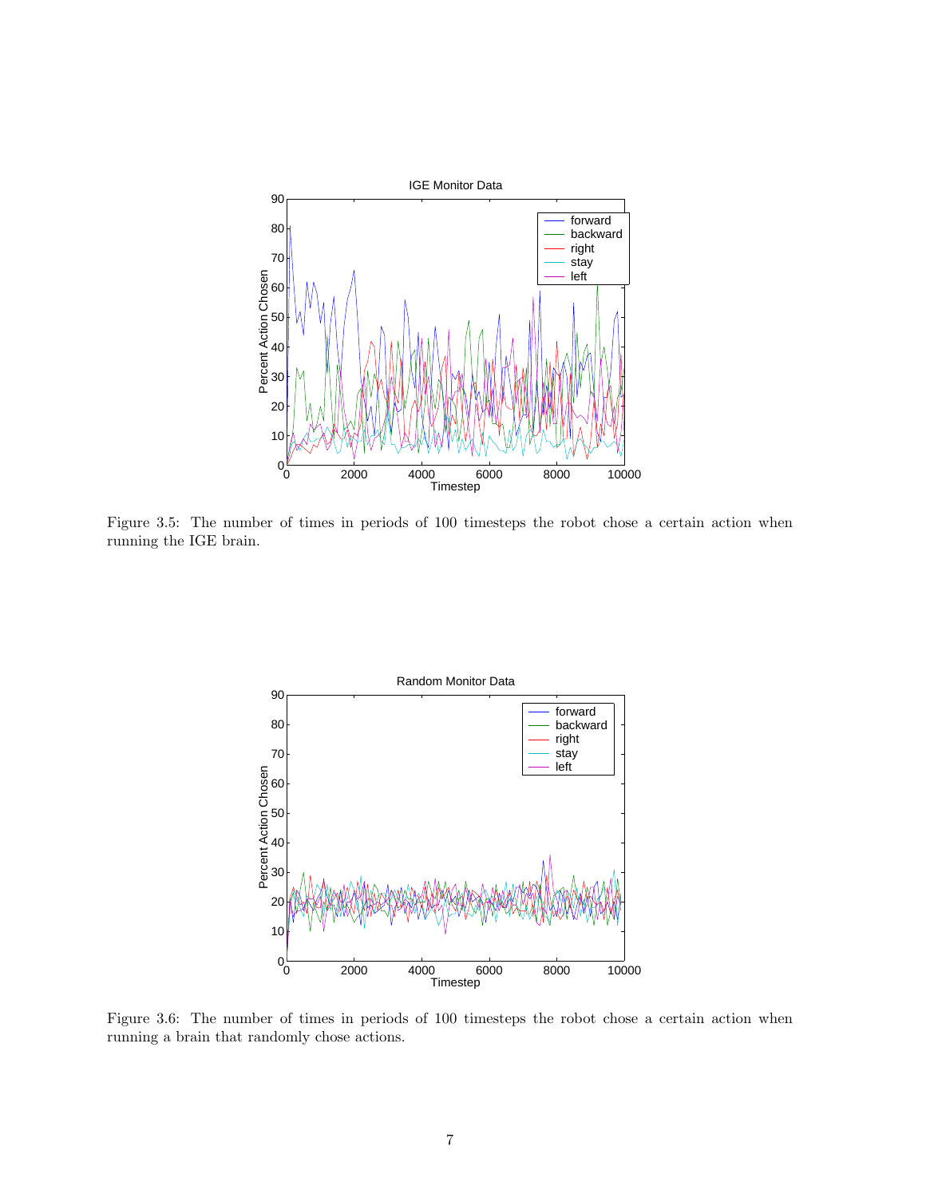Figure 3.5: The number of times in periods of 100 timesteps the robot chose a certain action when running the IGE brain.

Figure 3.6: The number of times in periods of 100 timesteps the robot chose a certain action when running a brain that randomly chose actions.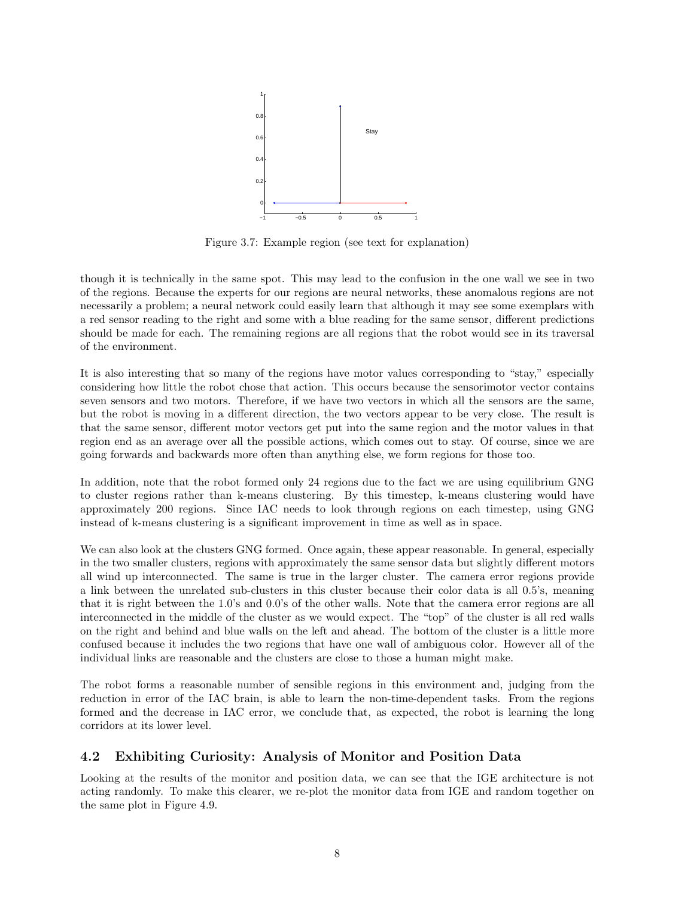Figure 3.7: Example region (see text for explanation)

though it is technically in the same spot. This may lead to the confusion in the one wall we see in two of the regions. Because the experts for our regions are neural networks, these anomalous regions are not necessarily a problem; a neural network could easily learn that although it may see some exemplars with a red sensor reading to the right and some with a blue reading for the same sensor, different predictions should be made for each. The remaining regions are all regions that the robot would see in its traversal of the environment.

It is also interesting that so many of the regions have motor values corresponding to "stay," especially considering how little the robot chose that action. This occurs because the sensorimotor vector contains seven sensors and two motors. Therefore, if we have two vectors in which all the sensors are the same, but the robot is moving in a different direction, the two vectors appear to be very close. The result is that the same sensor, different motor vectors get put into the same region and the motor values in that region end as an average over all the possible actions, which comes out to stay. Of course, since we are going forwards and backwards more often than anything else, we form regions for those too.

In addition, note that the robot formed only 24 regions due to the fact we are using equilibrium GNG to cluster regions rather than k-means clustering. By this timestep, k-means clustering would have approximately 200 regions. Since IAC needs to look through regions on each timestep, using GNG instead of k-means clustering is a significant improvement in time as well as in space.

We can also look at the clusters GNG formed. Once again, these appear reasonable. In general, especially in the two smaller clusters, regions with approximately the same sensor data but slightly different motors all wind up interconnected. The same is true in the larger cluster. The camera error regions provide a link between the unrelated sub-clusters in this cluster because their color data is all 0.5's, meaning that it is right between the 1.0's and 0.0's of the other walls. Note that the camera error regions are all interconnected in the middle of the cluster as we would expect. The "top" of the cluster is all red walls on the right and behind and blue walls on the left and ahead. The bottom of the cluster is a little more confused because it includes the two regions that have one wall of ambiguous color. However all of the individual links are reasonable and the clusters are close to those a human might make.

The robot forms a reasonable number of sensible regions in this environment and, judging from the reduction in error of the IAC brain, is able to learn the non-time-dependent tasks. From the regions formed and the decrease in IAC error, we conclude that, as expected, the robot is learning the long corridors at its lower level.

## 4.2 Exhibiting Curiosity: Analysis of Monitor and Position Data

Looking at the results of the monitor and position data, we can see that the IGE architecture is not acting randomly. To make this clearer, we re-plot the monitor data from IGE and random together on the same plot in Figure 4.9.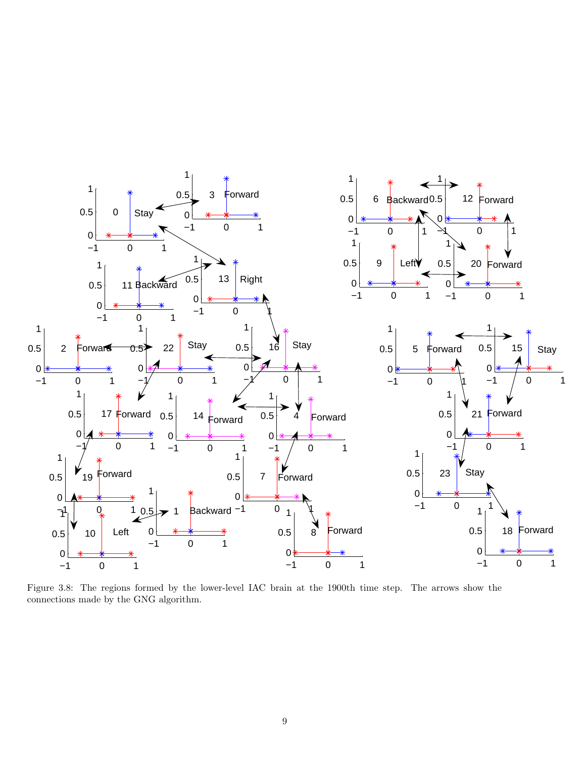Figure 3.8: The regions formed by the lower-level IAC brain at the 1900th time step. The arrows show the connections made by the GNG algorithm.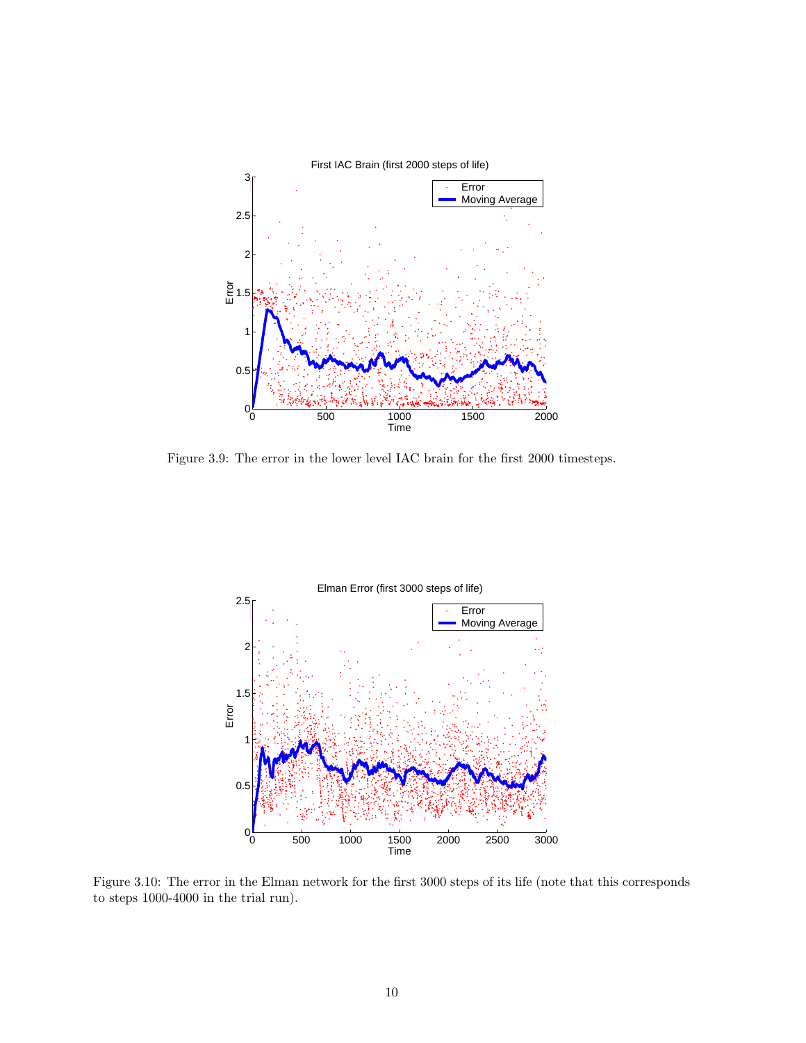Figure 3.9: The error in the lower level IAC brain for the first 2000 timesteps.

Figure 3.10: The error in the Elman network for the first 3000 steps of its life (note that this corresponds to steps 1000-4000 in the trial run).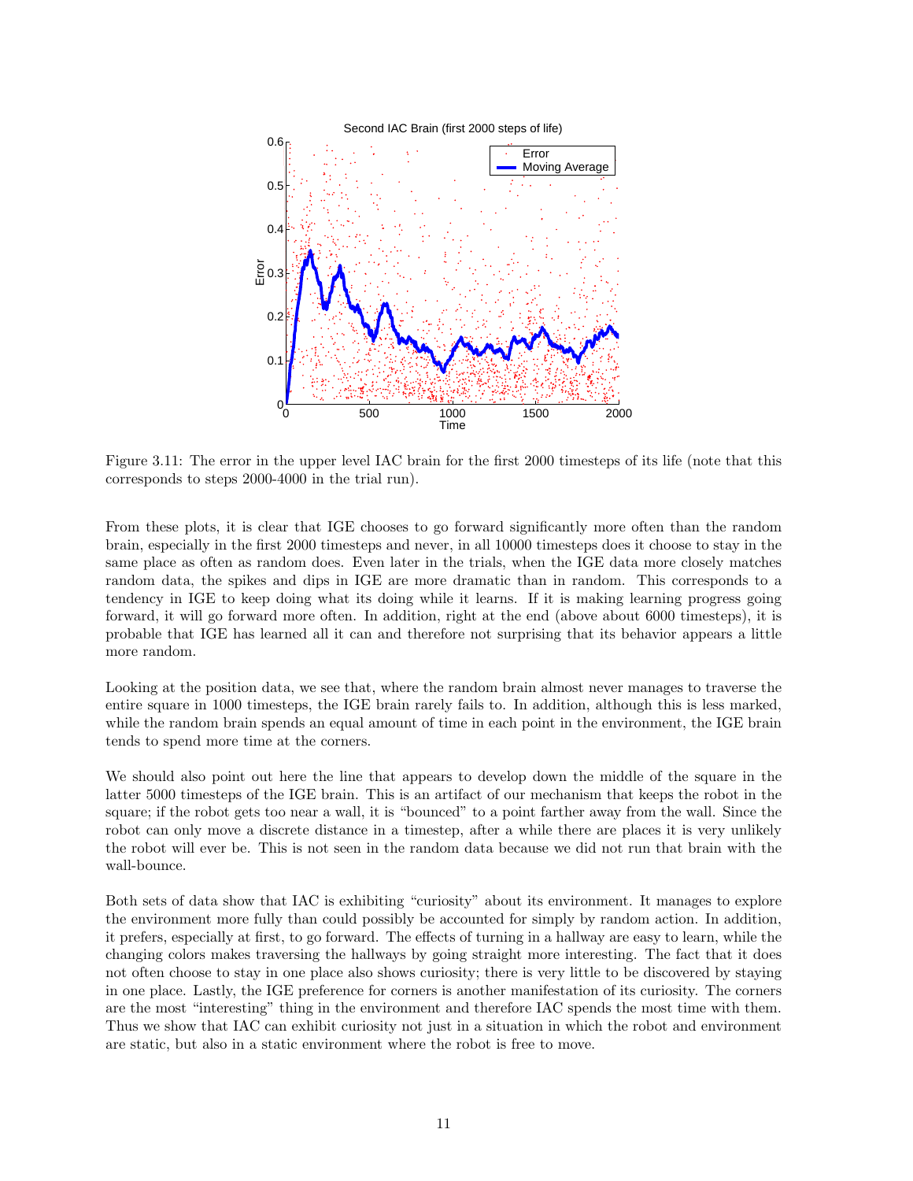Figure 3.11: The error in the upper level IAC brain for the first 2000 timesteps of its life (note that this corresponds to steps 2000-4000 in the trial run).

From these plots, it is clear that IGE chooses to go forward significantly more often than the random brain, especially in the first 2000 timesteps and never, in all 10000 timesteps does it choose to stay in the same place as often as random does. Even later in the trials, when the IGE data more closely matches random data, the spikes and dips in IGE are more dramatic than in random. This corresponds to a tendency in IGE to keep doing what its doing while it learns. If it is making learning progress going forward, it will go forward more often. In addition, right at the end (above about 6000 timesteps), it is probable that IGE has learned all it can and therefore not surprising that its behavior appears a little more random.

Looking at the position data, we see that, where the random brain almost never manages to traverse the entire square in 1000 timesteps, the IGE brain rarely fails to. In addition, although this is less marked, while the random brain spends an equal amount of time in each point in the environment, the IGE brain tends to spend more time at the corners.

We should also point out here the line that appears to develop down the middle of the square in the latter 5000 timesteps of the IGE brain. This is an artifact of our mechanism that keeps the robot in the square; if the robot gets too near a wall, it is "bounced" to a point farther away from the wall. Since the robot can only move a discrete distance in a timestep, after a while there are places it is very unlikely the robot will ever be. This is not seen in the random data because we did not run that brain with the wall-bounce.

Both sets of data show that IAC is exhibiting "curiosity" about its environment. It manages to explore the environment more fully than could possibly be accounted for simply by random action. In addition, it prefers, especially at first, to go forward. The effects of turning in a hallway are easy to learn, while the changing colors makes traversing the hallways by going straight more interesting. The fact that it does not often choose to stay in one place also shows curiosity; there is very little to be discovered by staying in one place. Lastly, the IGE preference for corners is another manifestation of its curiosity. The corners are the most "interesting" thing in the environment and therefore IAC spends the most time with them. Thus we show that IAC can exhibit curiosity not just in a situation in which the robot and environment are static, but also in a static environment where the robot is free to move.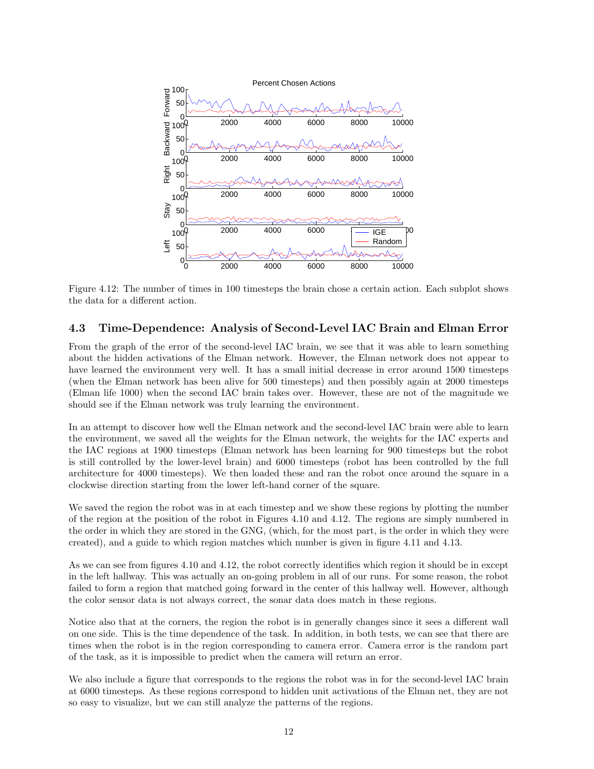Figure 4.12: The number of times in 100 timesteps the brain chose a certain action. Each subplot shows the data for a different action.

## 4.3 Time-Dependence: Analysis of Second-Level IAC Brain and Elman Error

From the graph of the error of the second-level IAC brain, we see that it was able to learn something about the hidden activations of the Elman network. However, the Elman network does not appear to have learned the environment very well. It has a small initial decrease in error around 1500 timesteps (when the Elman network has been alive for 500 timesteps) and then possibly again at 2000 timesteps (Elman life 1000) when the second IAC brain takes over. However, these are not of the magnitude we should see if the Elman network was truly learning the environment.

In an attempt to discover how well the Elman network and the second-level IAC brain were able to learn the environment, we saved all the weights for the Elman network, the weights for the IAC experts and the IAC regions at 1900 timesteps (Elman network has been learning for 900 timesteps but the robot is still controlled by the lower-level brain) and 6000 timesteps (robot has been controlled by the full architecture for 4000 timesteps). We then loaded these and ran the robot once around the square in a clockwise direction starting from the lower left-hand corner of the square.

We saved the region the robot was in at each timestep and we show these regions by plotting the number of the region at the position of the robot in Figures 4.10 and 4.12. The regions are simply numbered in the order in which they are stored in the GNG, (which, for the most part, is the order in which they were created), and a guide to which region matches which number is given in figure 4.11 and 4.13.

As we can see from figures 4.10 and 4.12, the robot correctly identifies which region it should be in except in the left hallway. This was actually an on-going problem in all of our runs. For some reason, the robot failed to form a region that matched going forward in the center of this hallway well. However, although the color sensor data is not always correct, the sonar data does match in these regions.

Notice also that at the corners, the region the robot is in generally changes since it sees a different wall on one side. This is the time dependence of the task. In addition, in both tests, we can see that there are times when the robot is in the region corresponding to camera error. Camera error is the random part of the task, as it is impossible to predict when the camera will return an error.

We also include a figure that corresponds to the regions the robot was in for the second-level IAC brain at 6000 timesteps. As these regions correspond to hidden unit activations of the Elman net, they are not so easy to visualize, but we can still analyze the patterns of the regions.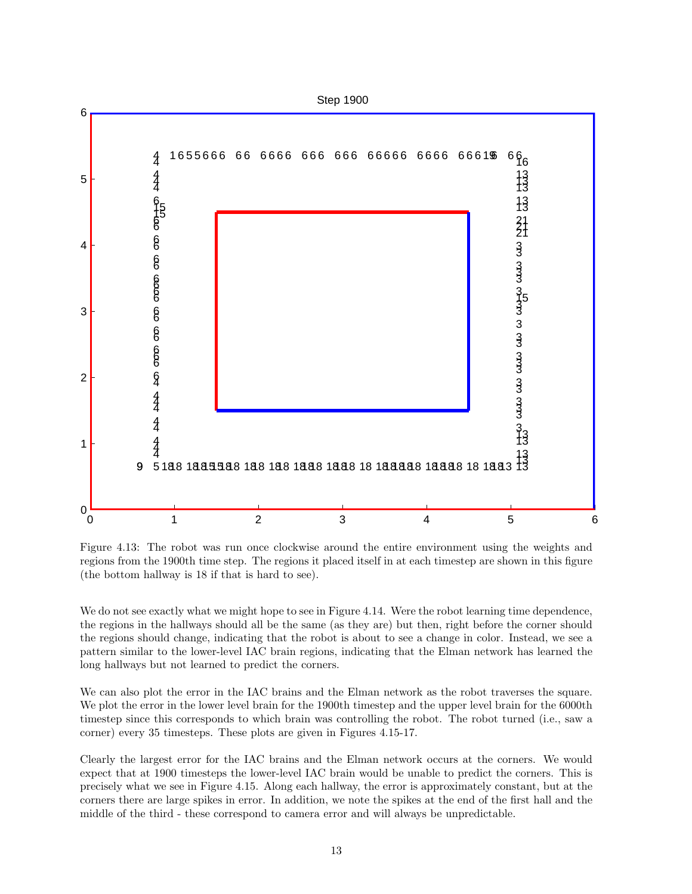Figure 4.13: The robot was run once clockwise around the entire environment using the weights and regions from the 1900th time step. The regions it placed itself in at each timestep are shown in this figure (the bottom hallway is 18 if that is hard to see).

We do not see exactly what we might hope to see in Figure 4.14. Were the robot learning time dependence, the regions in the hallways should all be the same (as they are) but then, right before the corner should the regions should change, indicating that the robot is about to see a change in color. Instead, we see a pattern similar to the lower-level IAC brain regions, indicating that the Elman network has learned the long hallways but not learned to predict the corners.

We can also plot the error in the IAC brains and the Elman network as the robot traverses the square. We plot the error in the lower level brain for the 1900th timestep and the upper level brain for the 6000th timestep since this corresponds to which brain was controlling the robot. The robot turned (i.e., saw a corner) every 35 timesteps. These plots are given in Figures 4.15-17.

Clearly the largest error for the IAC brains and the Elman network occurs at the corners. We would expect that at 1900 timesteps the lower-level IAC brain would be unable to predict the corners. This is precisely what we see in Figure 4.15. Along each hallway, the error is approximately constant, but at the corners there are large spikes in error. In addition, we note the spikes at the end of the first hall and the middle of the third - these correspond to camera error and will always be unpredictable.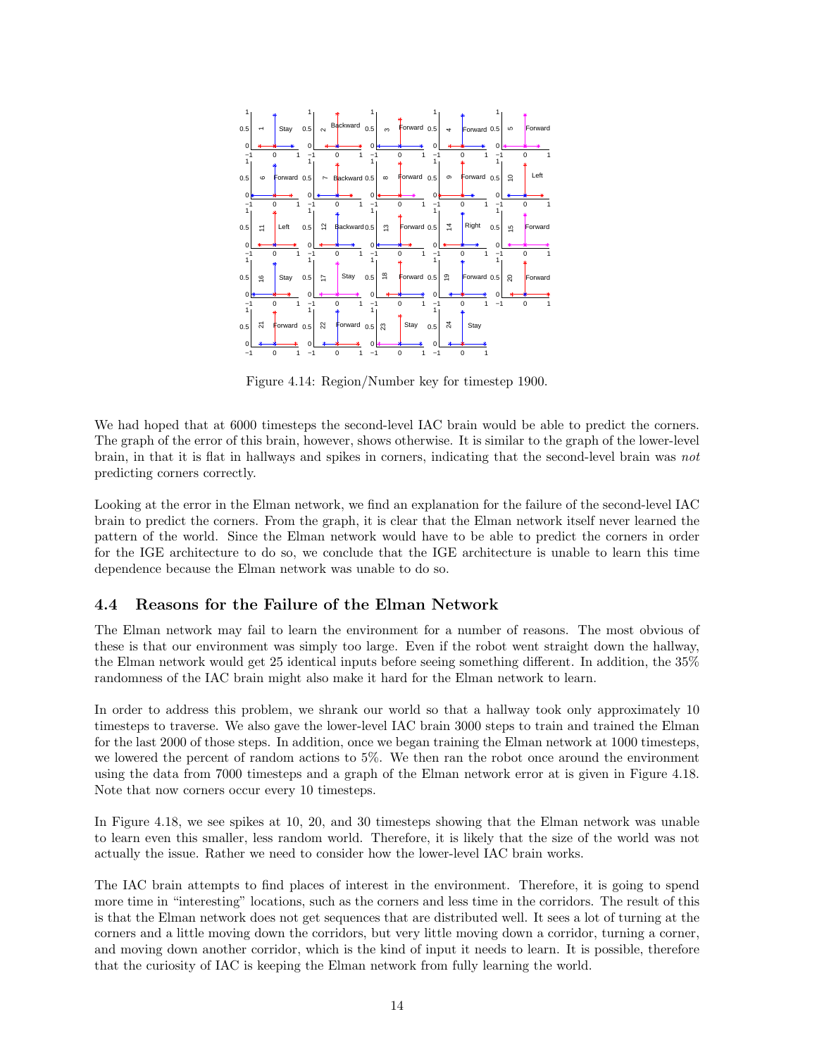Figure 4.14: Region/Number key for timestep 1900.

We had hoped that at 6000 timesteps the second-level IAC brain would be able to predict the corners. The graph of the error of this brain, however, shows otherwise. It is similar to the graph of the lower-level brain, in that it is flat in hallways and spikes in corners, indicating that the second-level brain was *not* predicting corners correctly.

Looking at the error in the Elman network, we find an explanation for the failure of the second-level IAC brain to predict the corners. From the graph, it is clear that the Elman network itself never learned the pattern of the world. Since the Elman network would have to be able to predict the corners in order for the IGE architecture to do so, we conclude that the IGE architecture is unable to learn this time dependence because the Elman network was unable to do so.

## 4.4 Reasons for the Failure of the Elman Network

The Elman network may fail to learn the environment for a number of reasons. The most obvious of these is that our environment was simply too large. Even if the robot went straight down the hallway, the Elman network would get 25 identical inputs before seeing something different. In addition, the 35% randomness of the IAC brain might also make it hard for the Elman network to learn.

In order to address this problem, we shrank our world so that a hallway took only approximately 10 timesteps to traverse. We also gave the lower-level IAC brain 3000 steps to train and trained the Elman for the last 2000 of those steps. In addition, once we began training the Elman network at 1000 timesteps, we lowered the percent of random actions to 5%. We then ran the robot once around the environment using the data from 7000 timesteps and a graph of the Elman network error at is given in Figure 4.18. Note that now corners occur every 10 timesteps.

In Figure 4.18, we see spikes at 10, 20, and 30 timesteps showing that the Elman network was unable to learn even this smaller, less random world. Therefore, it is likely that the size of the world was not actually the issue. Rather we need to consider how the lower-level IAC brain works.

The IAC brain attempts to find places of interest in the environment. Therefore, it is going to spend more time in "interesting" locations, such as the corners and less time in the corridors. The result of this is that the Elman network does not get sequences that are distributed well. It sees a lot of turning at the corners and a little moving down the corridors, but very little moving down a corridor, turning a corner, and moving down another corridor, which is the kind of input it needs to learn. It is possible, therefore that the curiosity of IAC is keeping the Elman network from fully learning the world.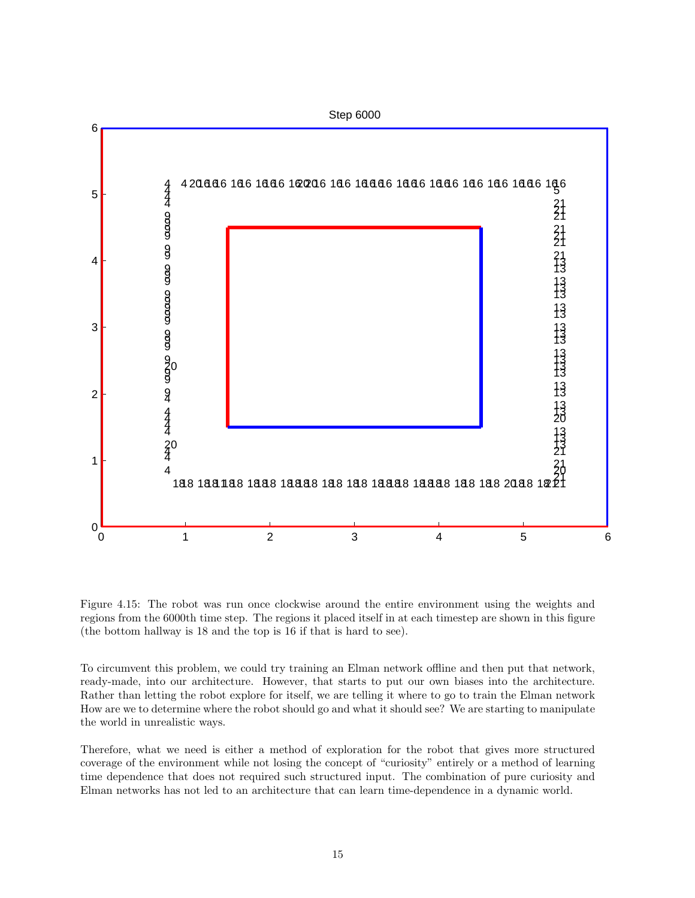Figure 4.15: The robot was run once clockwise around the entire environment using the weights and regions from the 6000th time step. The regions it placed itself in at each timestep are shown in this figure (the bottom hallway is 18 and the top is 16 if that is hard to see).

To circumvent this problem, we could try training an Elman network offline and then put that network, ready-made, into our architecture. However, that starts to put our own biases into the architecture. Rather than letting the robot explore for itself, we are telling it where to go to train the Elman network How are we to determine where the robot should go and what it should see? We are starting to manipulate the world in unrealistic ways.

Therefore, what we need is either a method of exploration for the robot that gives more structured coverage of the environment while not losing the concept of "curiosity" entirely or a method of learning time dependence that does not required such structured input. The combination of pure curiosity and Elman networks has not led to an architecture that can learn time-dependence in a dynamic world.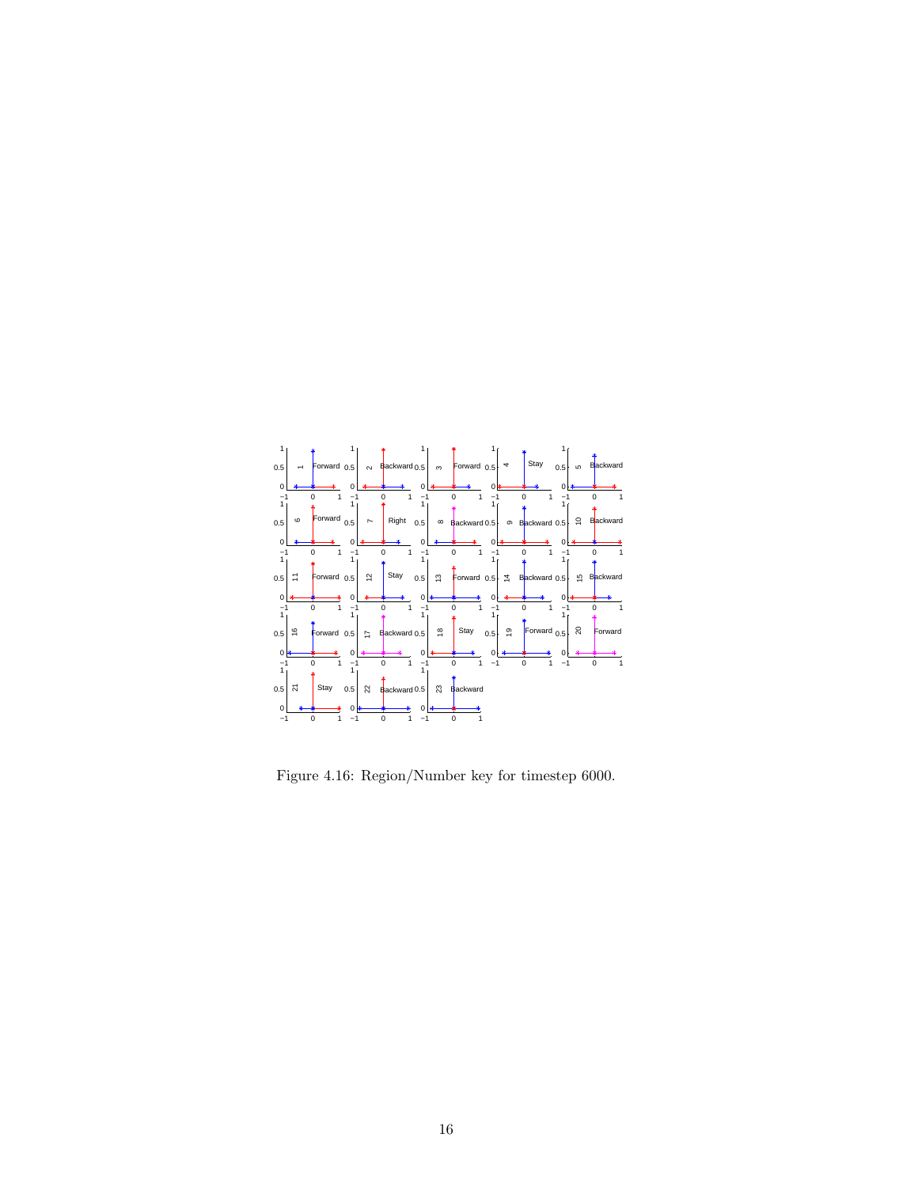Figure 4.16: Region/Number key for timestep 6000.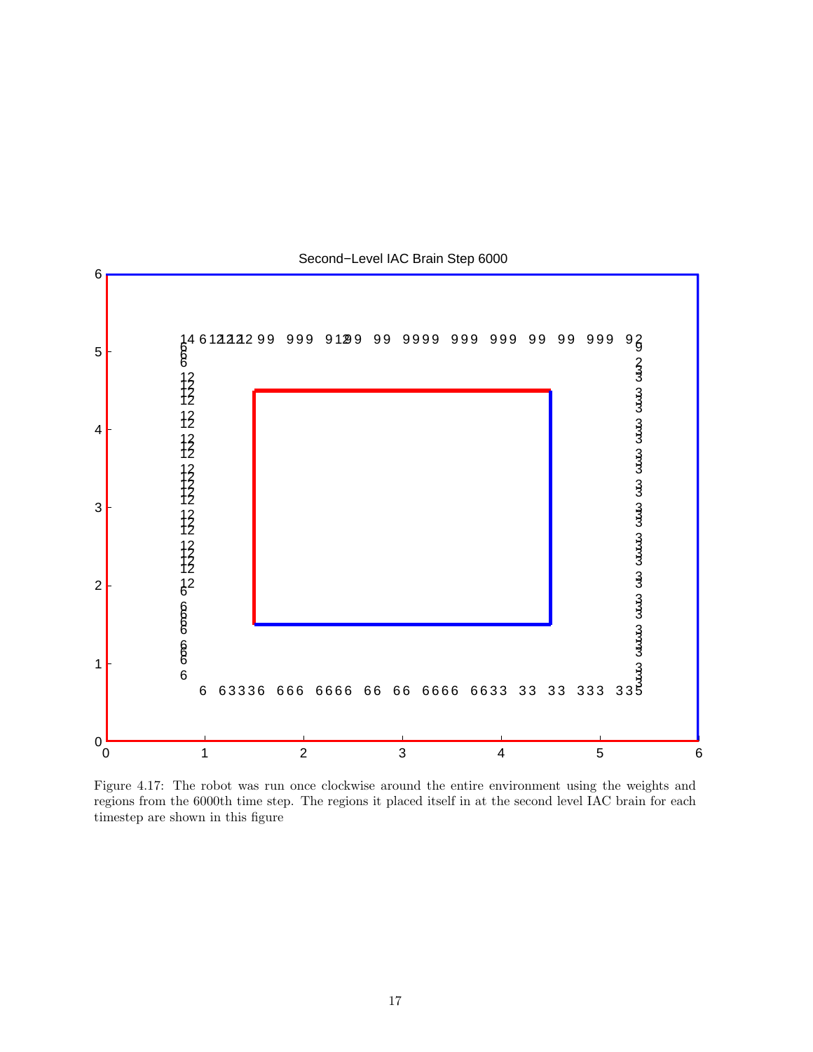Figure 4.17: The robot was run once clockwise around the entire environment using the weights and regions from the 6000th time step. The regions it placed itself in at the second level IAC brain for each timestep are shown in this figure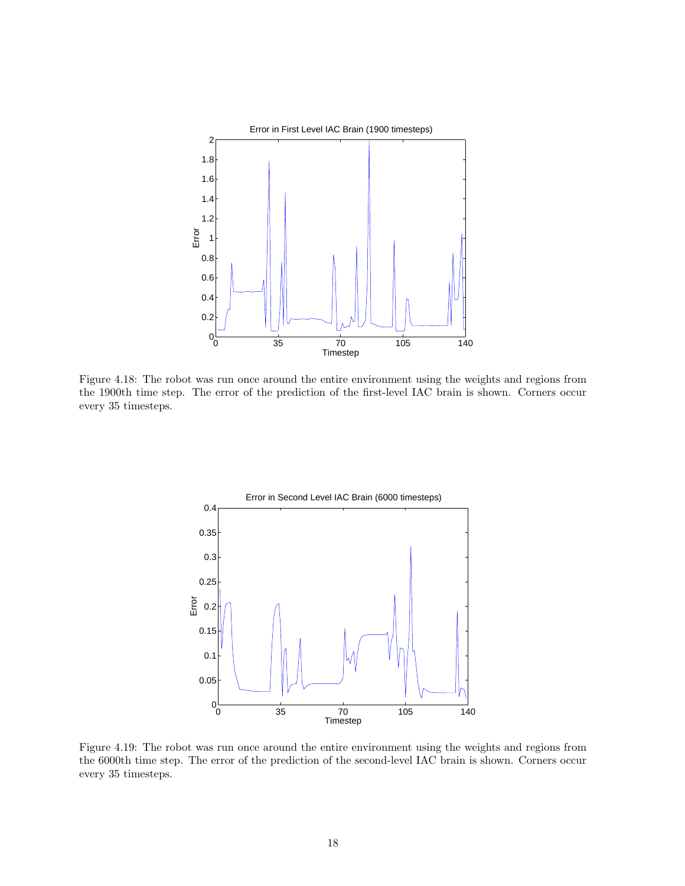Figure 4.18: The robot was run once around the entire environment using the weights and regions from the 1900th time step. The error of the prediction of the first-level IAC brain is shown. Corners occur every 35 timesteps.

Figure 4.19: The robot was run once around the entire environment using the weights and regions from the 6000th time step. The error of the prediction of the second-level IAC brain is shown. Corners occur every 35 timesteps.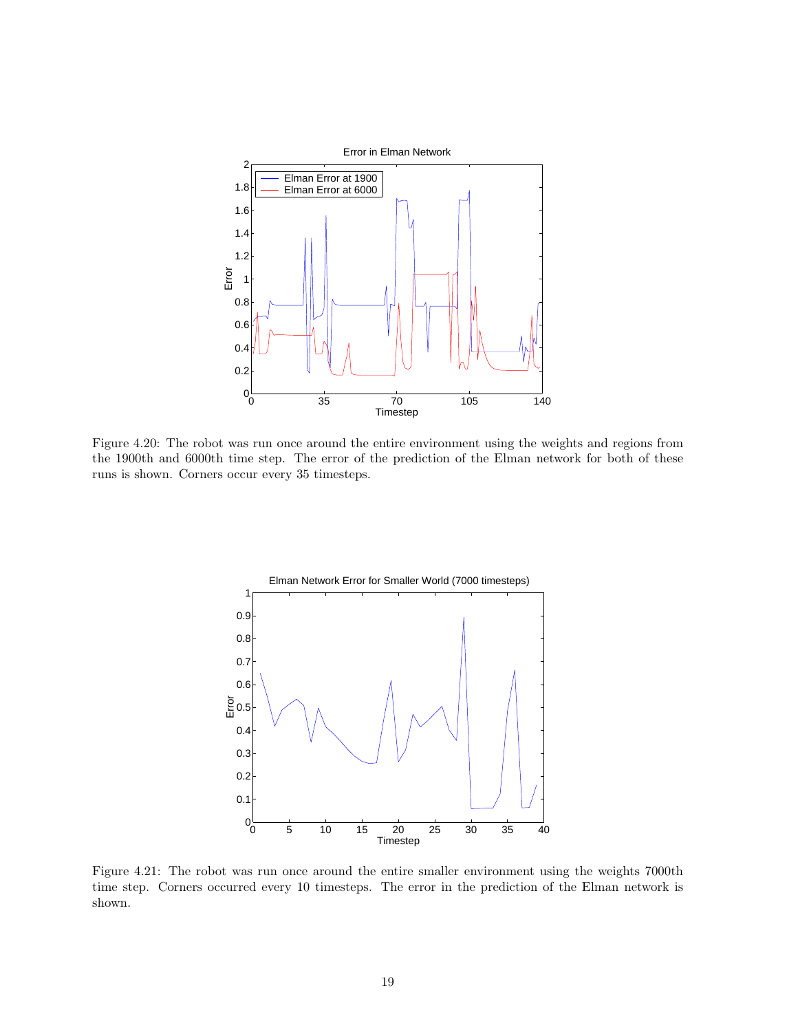Figure 4.20: The robot was run once around the entire environment using the weights and regions from the 1900th and 6000th time step. The error of the prediction of the Elman network for both of these runs is shown. Corners occur every 35 timesteps.

Figure 4.21: The robot was run once around the entire smaller environment using the weights 7000th time step. Corners occurred every 10 timesteps. The error in the prediction of the Elman network is shown.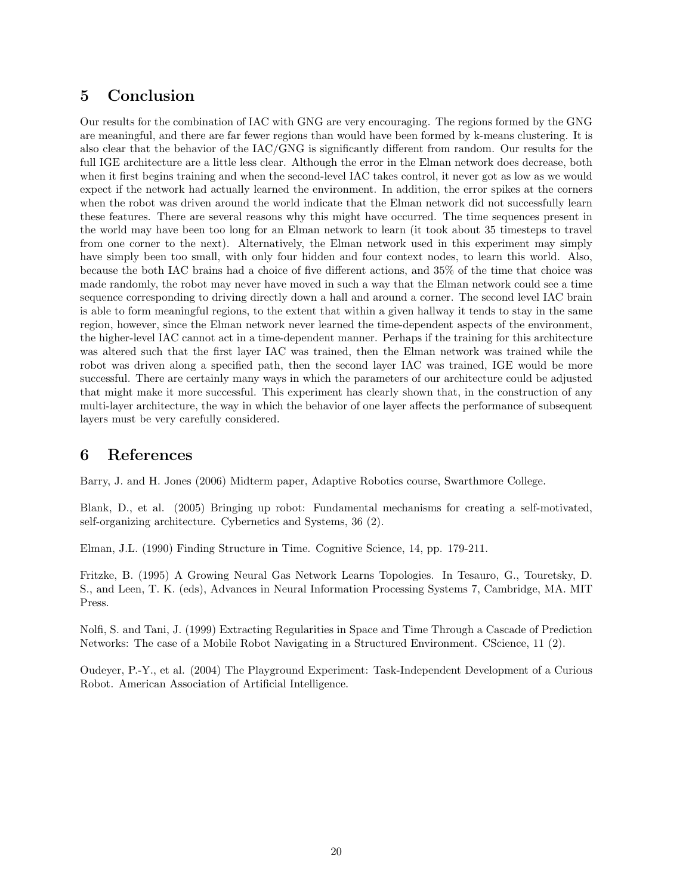# 5 Conclusion

Our results for the combination of IAC with GNG are very encouraging. The regions formed by the GNG are meaningful, and there are far fewer regions than would have been formed by k-means clustering. It is also clear that the behavior of the IAC/GNG is significantly different from random. Our results for the full IGE architecture are a little less clear. Although the error in the Elman network does decrease, both when it first begins training and when the second-level IAC takes control, it never got as low as we would expect if the network had actually learned the environment. In addition, the error spikes at the corners when the robot was driven around the world indicate that the Elman network did not successfully learn these features. There are several reasons why this might have occurred. The time sequences present in the world may have been too long for an Elman network to learn (it took about 35 timesteps to travel from one corner to the next). Alternatively, the Elman network used in this experiment may simply have simply been too small, with only four hidden and four context nodes, to learn this world. Also, because the both IAC brains had a choice of five different actions, and 35% of the time that choice was made randomly, the robot may never have moved in such a way that the Elman network could see a time sequence corresponding to driving directly down a hall and around a corner. The second level IAC brain is able to form meaningful regions, to the extent that within a given hallway it tends to stay in the same region, however, since the Elman network never learned the time-dependent aspects of the environment, the higher-level IAC cannot act in a time-dependent manner. Perhaps if the training for this architecture was altered such that the first layer IAC was trained, then the Elman network was trained while the robot was driven along a specified path, then the second layer IAC was trained, IGE would be more successful. There are certainly many ways in which the parameters of our architecture could be adjusted that might make it more successful. This experiment has clearly shown that, in the construction of any multi-layer architecture, the way in which the behavior of one layer affects the performance of subsequent layers must be very carefully considered.

# 6 References

Barry, J. and H. Jones (2006) Midterm paper, Adaptive Robotics course, Swarthmore College.

Blank, D., et al. (2005) Bringing up robot: Fundamental mechanisms for creating a self-motivated, self-organizing architecture. Cybernetics and Systems, 36 (2).

Elman, J.L. (1990) Finding Structure in Time. Cognitive Science, 14, pp. 179-211.

Fritzke, B. (1995) A Growing Neural Gas Network Learns Topologies. In Tesauro, G., Touretsky, D. S., and Leen, T. K. (eds), Advances in Neural Information Processing Systems 7, Cambridge, MA. MIT Press.

Nolfi, S. and Tani, J. (1999) Extracting Regularities in Space and Time Through a Cascade of Prediction Networks: The case of a Mobile Robot Navigating in a Structured Environment. CScience, 11 (2).

Oudeyer, P.-Y., et al. (2004) The Playground Experiment: Task-Independent Development of a Curious Robot. American Association of Artificial Intelligence.